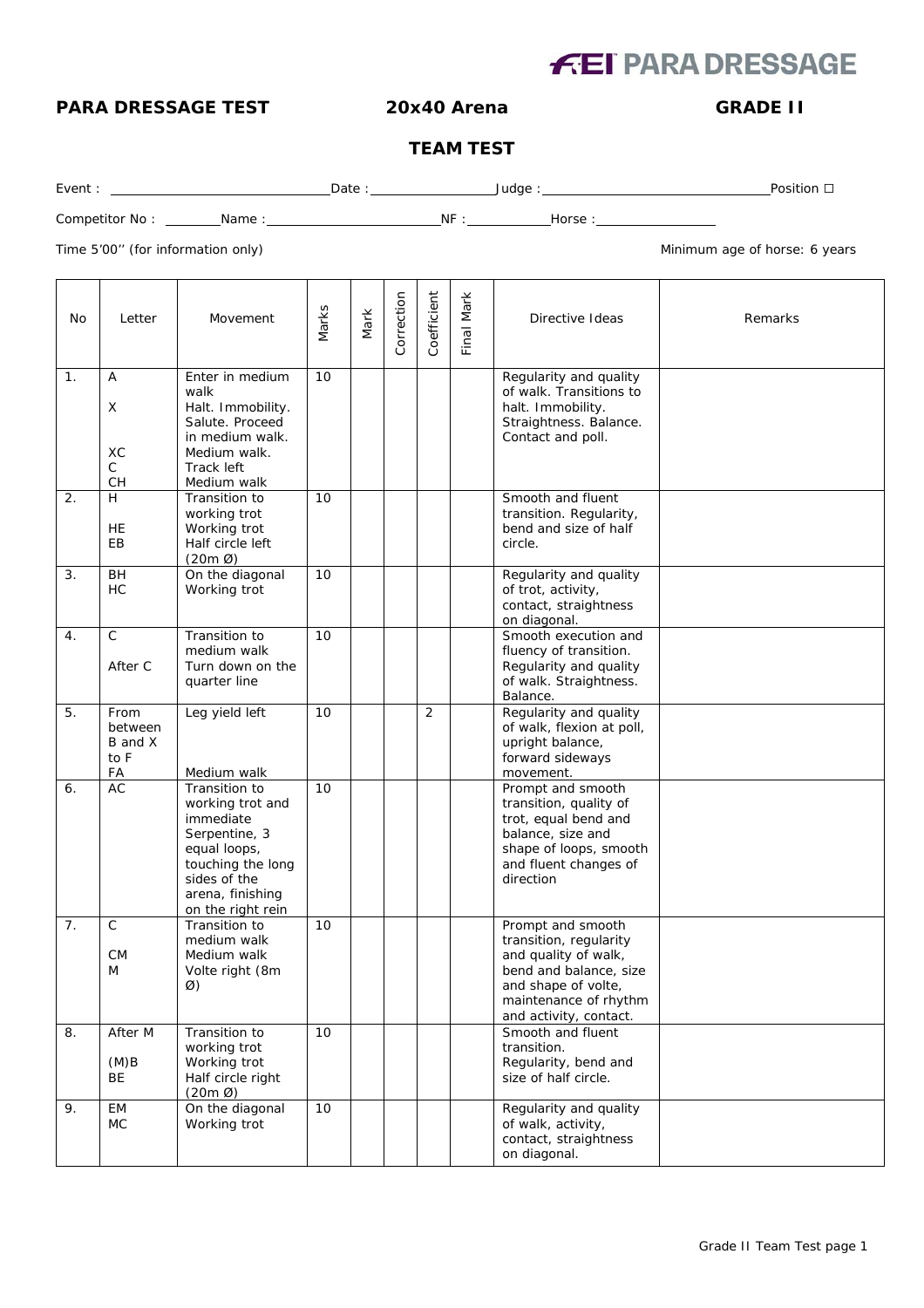FEI PARA DRESSAGE

**PARA DRESSAGE TEST** **20x40 Arena** **GRADE II**

## TEAM TEST

Event : \_\_\_\_\_\_\_\_\_\_\_\_\_\_\_\_\_\_\_\_ Date : \_\_\_\_\_\_\_\_\_\_\_\_ Judge : \_\_\_\_\_\_\_\_\_\_\_\_\_\_\_\_\_\_\_\_ Position ☐

Competitor No : \_\_\_\_\_\_ Name : \_\_\_\_\_\_\_\_\_\_\_\_\_\_\_\_\_\_\_\_ NF : \_\_\_\_\_\_\_\_ Horse : \_\_\_\_\_\_\_\_\_\_\_\_

Time 5’00’’ (for information only) Minimum age of horse: 6 years

| No | Letter | Movement | Marks | Mark | Correction | Coefficient | Final Mark | Directive Ideas | Remarks |
|---|---|---|---|---|---|---|---|---|---|
| 1. | A<br>X<br><br>XC<br>C<br>CH | Enter in medium walk<br>Halt. Immobility. Salute. Proceed in medium walk.<br>Medium walk.<br>Track left<br>Medium walk | 10 | | | | | Regularity and quality of walk. Transitions to halt. Immobility. Straightness. Balance. Contact and poll. | |
| 2. | H<br><br>HE<br>EB | Transition to working trot<br>Working trot<br>Half circle left (20m Ø) | 10 | | | | | Smooth and fluent transition. Regularity, bend and size of half circle. | |
| 3. | BH<br>HC | On the diagonal<br>Working trot | 10 | | | | | Regularity and quality of trot, activity, contact, straightness on diagonal. | |
| 4. | C<br><br>After C | Transition to medium walk<br>Turn down on the quarter line | 10 | | | | | Smooth execution and fluency of transition. Regularity and quality of walk. Straightness. Balance. | |
| 5. | From between B and X to F<br>FA | Leg yield left<br><br>Medium walk | 10 | | | 2 | | Regularity and quality of walk, flexion at poll, upright balance, forward sideways movement. | |
| 6. | AC | Transition to working trot and immediate Serpentine, 3 equal loops, touching the long sides of the arena, finishing on the right rein | 10 | | | | | Prompt and smooth transition, quality of trot, equal bend and balance, size and shape of loops, smooth and fluent changes of direction | |
| 7. | C<br><br>CM<br>M | Transition to medium walk<br>Medium walk<br>Volte right (8m Ø) | 10 | | | | | Prompt and smooth transition, regularity and quality of walk, bend and balance, size and shape of volte, maintenance of rhythm and activity, contact. | |
| 8. | After M<br><br>(M)B<br>BE | Transition to working trot<br>Working trot<br>Half circle right (20m Ø) | 10 | | | | | Smooth and fluent transition. Regularity, bend and size of half circle. | |
| 9. | EM<br>MC | On the diagonal<br>Working trot | 10 | | | | | Regularity and quality of walk, activity, contact, straightness on diagonal. | |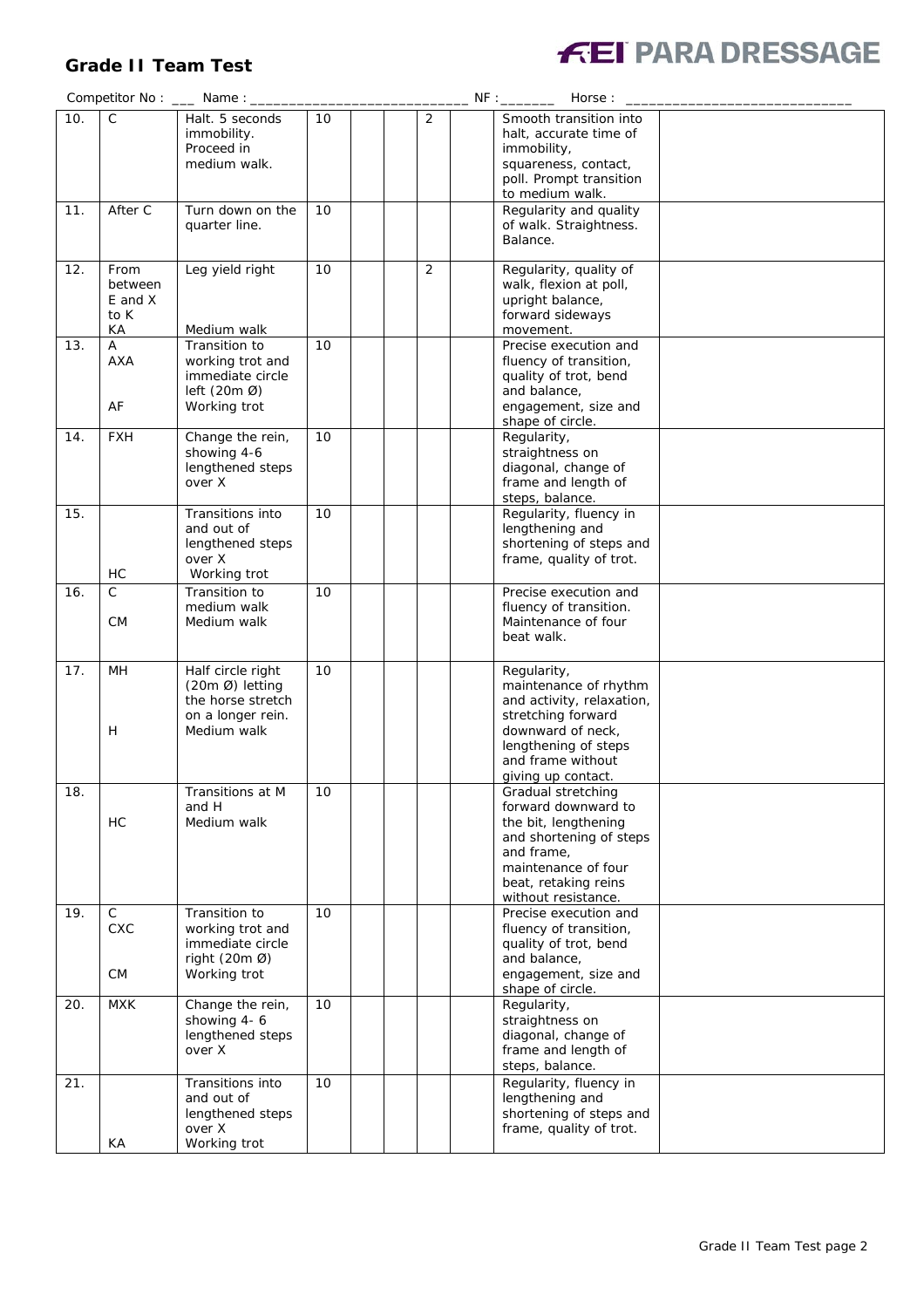## Grade II Team Test

**FEI PARA DRESSAGE**

Competitor No : ___ Name : ___________________________ NF :_______ Horse : ____________________________

| | | | | | | | | | |
|---|---|---|---|---|---|---|---|---|---|
| 10. | C | Halt. 5 seconds immobility. Proceed in medium walk. | 10 | | | 2 | | Smooth transition into halt, accurate time of immobility, squareness, contact, poll. Prompt transition to medium walk. | |
| 11. | After C | Turn down on the quarter line. | 10 | | | | | Regularity and quality of walk. Straightness. Balance. | |
| 12. | From between E and X to K<br>KA | Leg yield right<br><br>Medium walk | 10 | | | 2 | | Regularity, quality of walk, flexion at poll, upright balance, forward sideways movement. | |
| 13. | A<br>AXA<br><br>AF | Transition to working trot and immediate circle left (20m Ø)<br>Working trot | 10 | | | | | Precise execution and fluency of transition, quality of trot, bend and balance, engagement, size and shape of circle. | |
| 14. | FXH | Change the rein, showing 4-6 lengthened steps over X | 10 | | | | | Regularity, straightness on diagonal, change of frame and length of steps, balance. | |
| 15. | <br>HC | Transitions into and out of lengthened steps over X<br>Working trot | 10 | | | | | Regularity, fluency in lengthening and shortening of steps and frame, quality of trot. | |
| 16. | C<br>CM | Transition to medium walk<br>Medium walk | 10 | | | | | Precise execution and fluency of transition. Maintenance of four beat walk. | |
| 17. | MH<br><br>H | Half circle right (20m Ø) letting the horse stretch on a longer rein.<br>Medium walk | 10 | | | | | Regularity, maintenance of rhythm and activity, relaxation, stretching forward downward of neck, lengthening of steps and frame without giving up contact. | |
| 18. | <br>HC | Transitions at M and H<br>Medium walk | 10 | | | | | Gradual stretching forward downward to the bit, lengthening and shortening of steps and frame, maintenance of four beat, retaking reins without resistance. | |
| 19. | C<br>CXC<br><br>CM | Transition to working trot and immediate circle right (20m Ø)<br>Working trot | 10 | | | | | Precise execution and fluency of transition, quality of trot, bend and balance, engagement, size and shape of circle. | |
| 20. | MXK | Change the rein, showing 4- 6 lengthened steps over X | 10 | | | | | Regularity, straightness on diagonal, change of frame and length of steps, balance. | |
| 21. | <br>KA | Transitions into and out of lengthened steps over X<br>Working trot | 10 | | | | | Regularity, fluency in lengthening and shortening of steps and frame, quality of trot. | |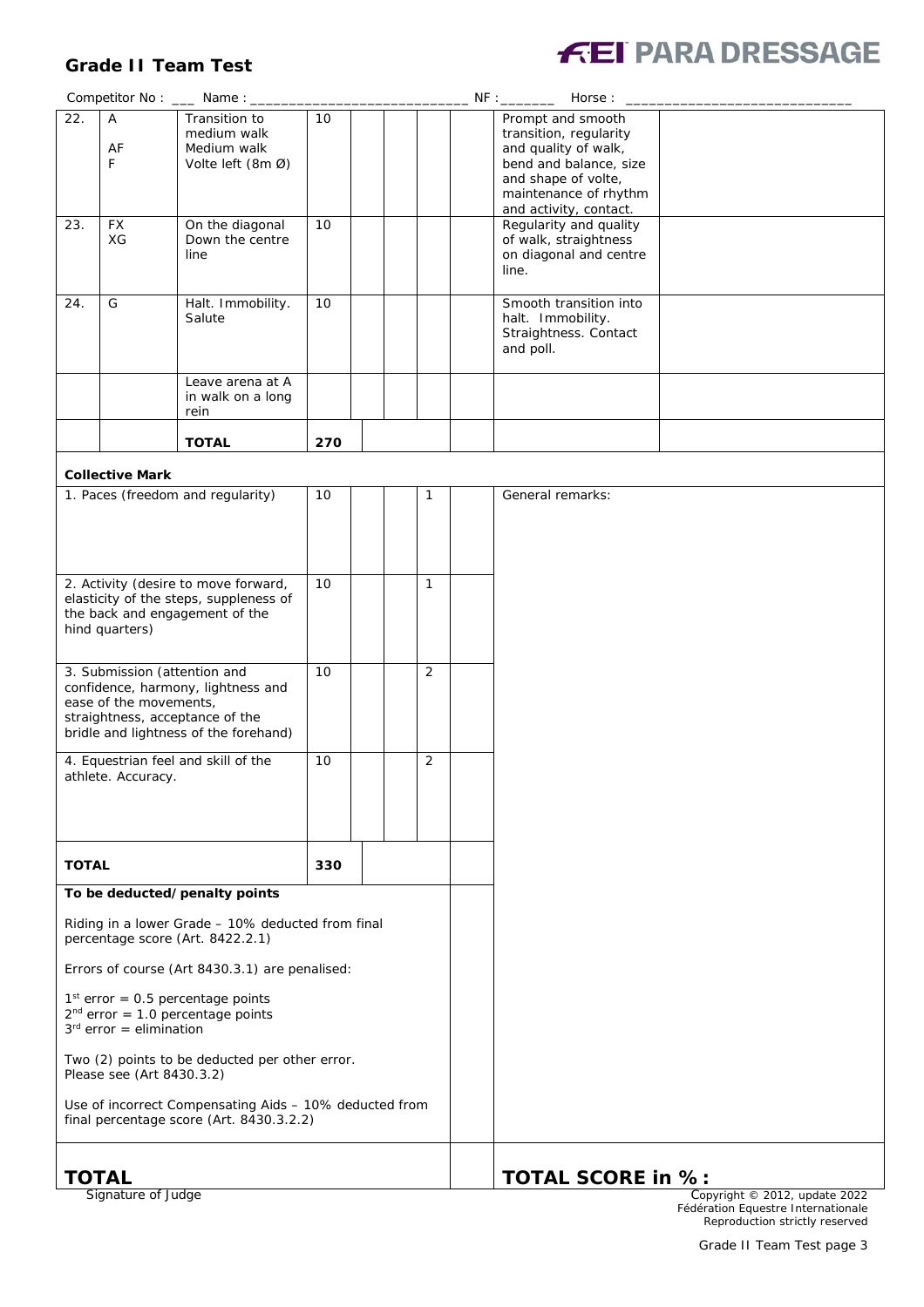## Grade II Team Test

**FEI PARA DRESSAGE**

Competitor No : ___ Name : ___________________________ NF :_______ Horse : ___________________________

| | | | | | | | | | |
|---|---|---|---|---|---|---|---|---|---|
| 22. | A<br>AF<br>F | Transition to medium walk<br>Medium walk<br>Volte left (8m Ø) | 10 | | | | | Prompt and smooth transition, regularity and quality of walk, bend and balance, size and shape of volte, maintenance of rhythm and activity, contact. | |
| 23. | FX<br>XG | On the diagonal<br>Down the centre line | 10 | | | | | Regularity and quality of walk, straightness on diagonal and centre line. | |
| 24. | G | Halt. Immobility. Salute | 10 | | | | | Smooth transition into halt. Immobility. Straightness. Contact and poll. | |
| | | Leave arena at A in walk on a long rein | | | | | | | |
| | | **TOTAL** | **270** | | | | | | |

**Collective Mark**

| | | | | | | | |
|---|---|---|---|---|---|---|---|
| 1. Paces (freedom and regularity) | 10 | | | 1 | | General remarks: |
| 2. Activity (desire to move forward, elasticity of the steps, suppleness of the back and engagement of the hind quarters) | 10 | | | 1 | | |
| 3. Submission (attention and confidence, harmony, lightness and ease of the movements, straightness, acceptance of the bridle and lightness of the forehand) | 10 | | | 2 | | |
| 4. Equestrian feel and skill of the athlete. Accuracy. | 10 | | | 2 | | |
| **TOTAL** | **330** | | | | | |

**To be deducted/penalty points**

Riding in a lower Grade – 10% deducted from final percentage score (Art. 8422.2.1)

Errors of course (Art 8430.3.1) are penalised:

1st error = 0.5 percentage points
2nd error = 1.0 percentage points
3rd error = elimination

Two (2) points to be deducted per other error. Please see (Art 8430.3.2)

Use of incorrect Compensating Aids – 10% deducted from final percentage score (Art. 8430.3.2.2)

**TOTAL** | **TOTAL SCORE in %:**

Signature of Judge

Copyright © 2012, update 2022
Fédération Equestre Internationale
Reproduction strictly reserved